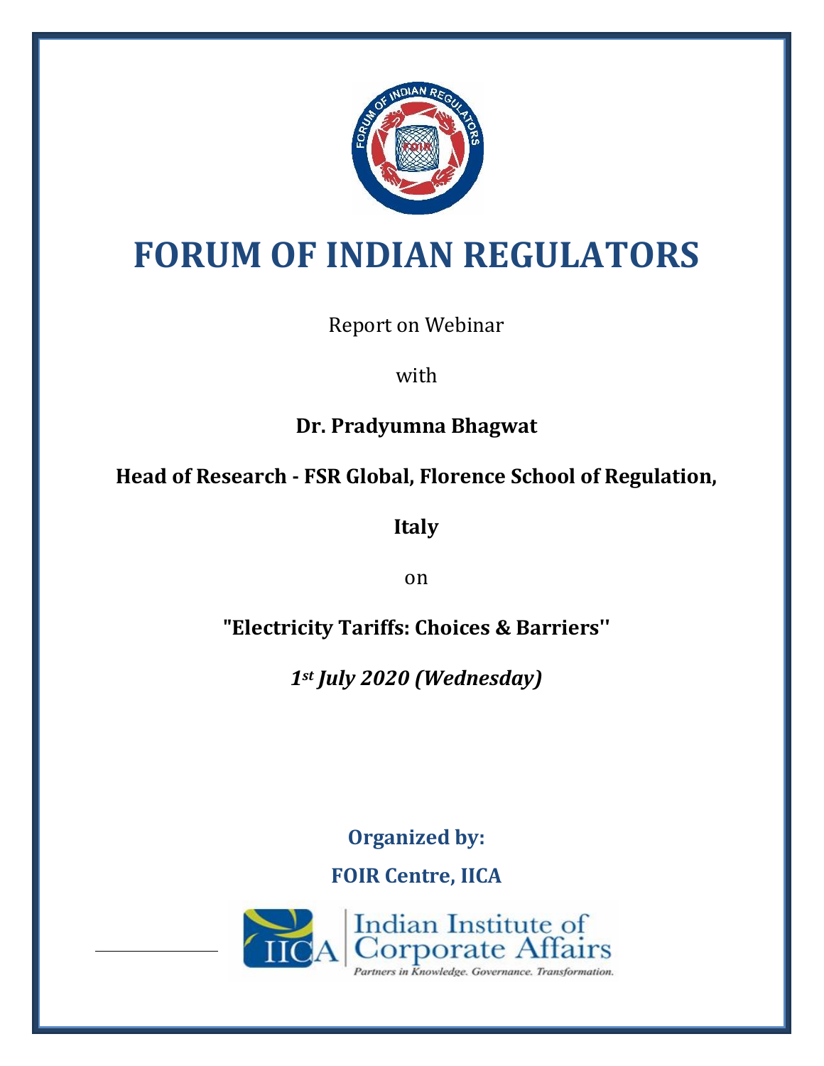# FORUM OF INDIAN REGULATORS

Report on Webinar

with

**Dr. Pradyumna Bhagwat**

**Head of Research - FSR Global, Florence School of Regulation, Italy**

on

**"Electricity Tariffs: Choices & Barriers''**

***1st July 2020 (Wednesday)***

**Organized by:**

**FOIR Centre, IICA**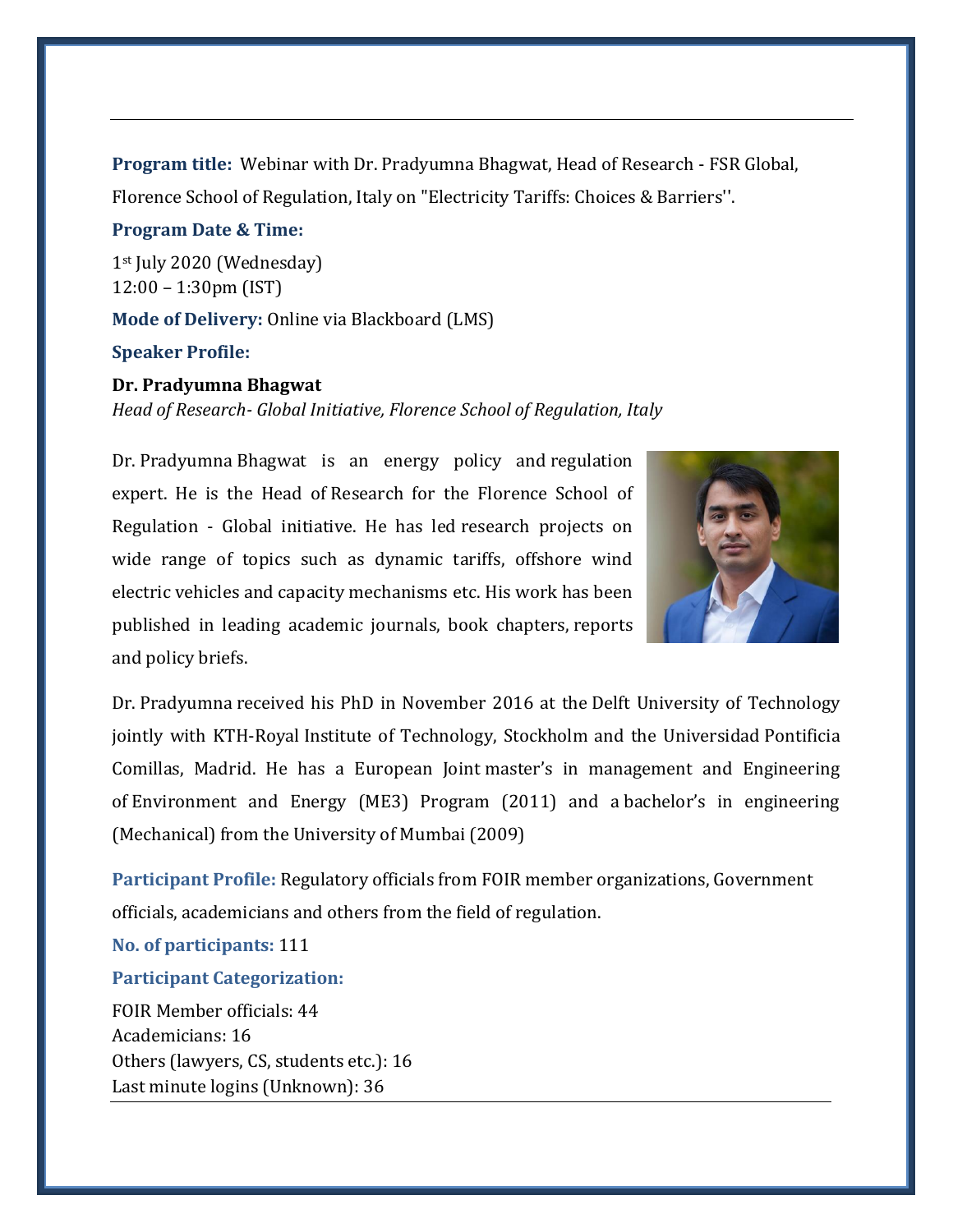**Program title:** Webinar with Dr. Pradyumna Bhagwat, Head of Research - FSR Global, Florence School of Regulation, Italy on "Electricity Tariffs: Choices & Barriers''.

**Program Date & Time:**

1st July 2020 (Wednesday)
12:00 – 1:30pm (IST)

**Mode of Delivery:** Online via Blackboard (LMS)

**Speaker Profile:**

**Dr. Pradyumna Bhagwat**
*Head of Research- Global Initiative, Florence School of Regulation, Italy*

Dr. Pradyumna Bhagwat is an energy policy and regulation expert. He is the Head of Research for the Florence School of Regulation - Global initiative. He has led research projects on wide range of topics such as dynamic tariffs, offshore wind electric vehicles and capacity mechanisms etc. His work has been published in leading academic journals, book chapters, reports and policy briefs.

Dr. Pradyumna received his PhD in November 2016 at the Delft University of Technology jointly with KTH-Royal Institute of Technology, Stockholm and the Universidad Pontificia Comillas, Madrid. He has a European Joint master's in management and Engineering of Environment and Energy (ME3) Program (2011) and a bachelor's in engineering (Mechanical) from the University of Mumbai (2009)

**Participant Profile:** Regulatory officials from FOIR member organizations, Government officials, academicians and others from the field of regulation.

**No. of participants:** 111

**Participant Categorization:**

FOIR Member officials: 44
Academicians: 16
Others (lawyers, CS, students etc.): 16
Last minute logins (Unknown): 36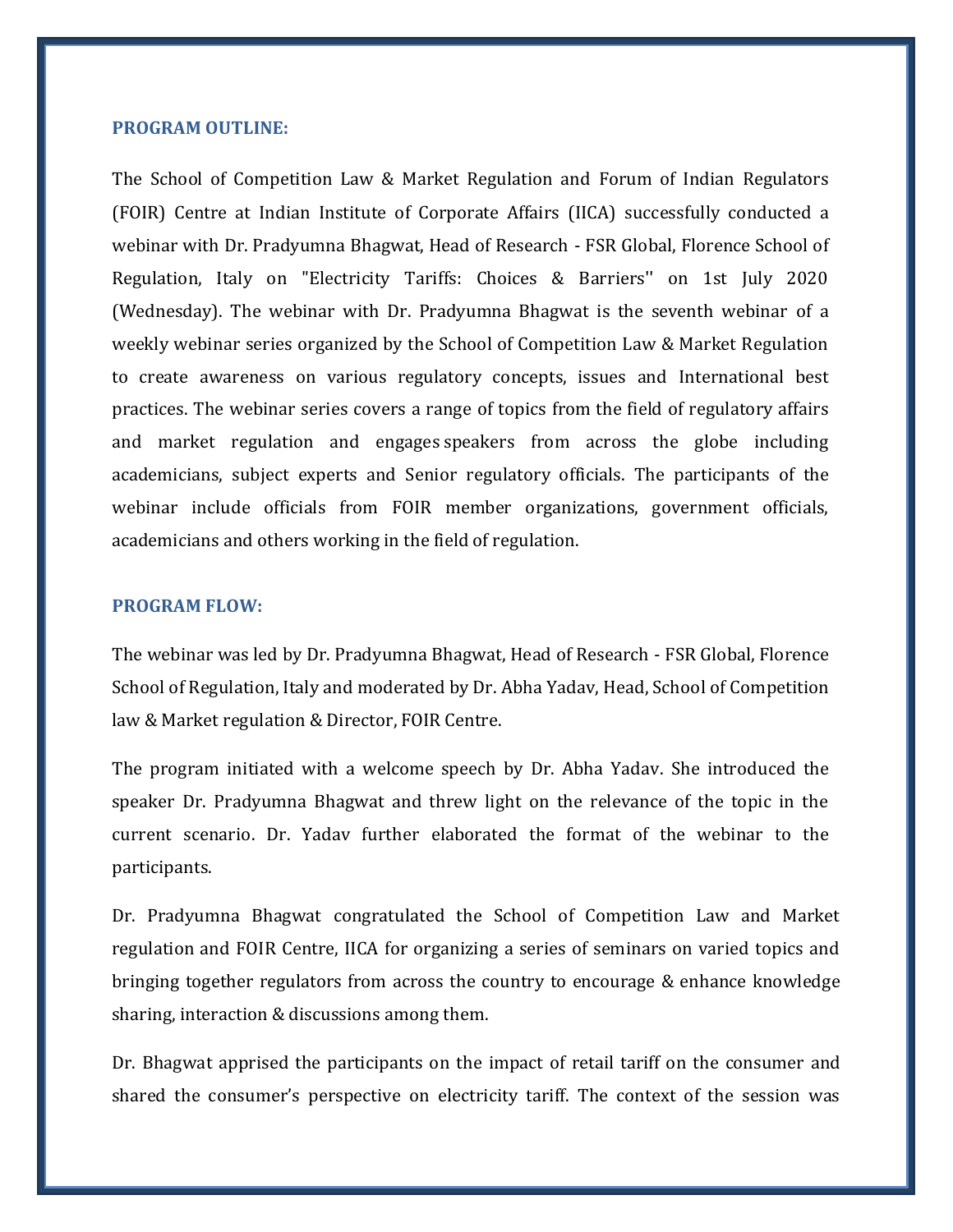**PROGRAM OUTLINE:**

The School of Competition Law & Market Regulation and Forum of Indian Regulators (FOIR) Centre at Indian Institute of Corporate Affairs (IICA) successfully conducted a webinar with Dr. Pradyumna Bhagwat, Head of Research - FSR Global, Florence School of Regulation, Italy on "Electricity Tariffs: Choices & Barriers'' on 1st July 2020 (Wednesday). The webinar with Dr. Pradyumna Bhagwat is the seventh webinar of a weekly webinar series organized by the School of Competition Law & Market Regulation to create awareness on various regulatory concepts, issues and International best practices. The webinar series covers a range of topics from the field of regulatory affairs and market regulation and engages speakers from across the globe including academicians, subject experts and Senior regulatory officials. The participants of the webinar include officials from FOIR member organizations, government officials, academicians and others working in the field of regulation.

**PROGRAM FLOW:**

The webinar was led by Dr. Pradyumna Bhagwat, Head of Research - FSR Global, Florence School of Regulation, Italy and moderated by Dr. Abha Yadav, Head, School of Competition law & Market regulation & Director, FOIR Centre.

The program initiated with a welcome speech by Dr. Abha Yadav. She introduced the speaker Dr. Pradyumna Bhagwat and threw light on the relevance of the topic in the current scenario. Dr. Yadav further elaborated the format of the webinar to the participants.

Dr. Pradyumna Bhagwat congratulated the School of Competition Law and Market regulation and FOIR Centre, IICA for organizing a series of seminars on varied topics and bringing together regulators from across the country to encourage & enhance knowledge sharing, interaction & discussions among them.

Dr. Bhagwat apprised the participants on the impact of retail tariff on the consumer and shared the consumer's perspective on electricity tariff. The context of the session was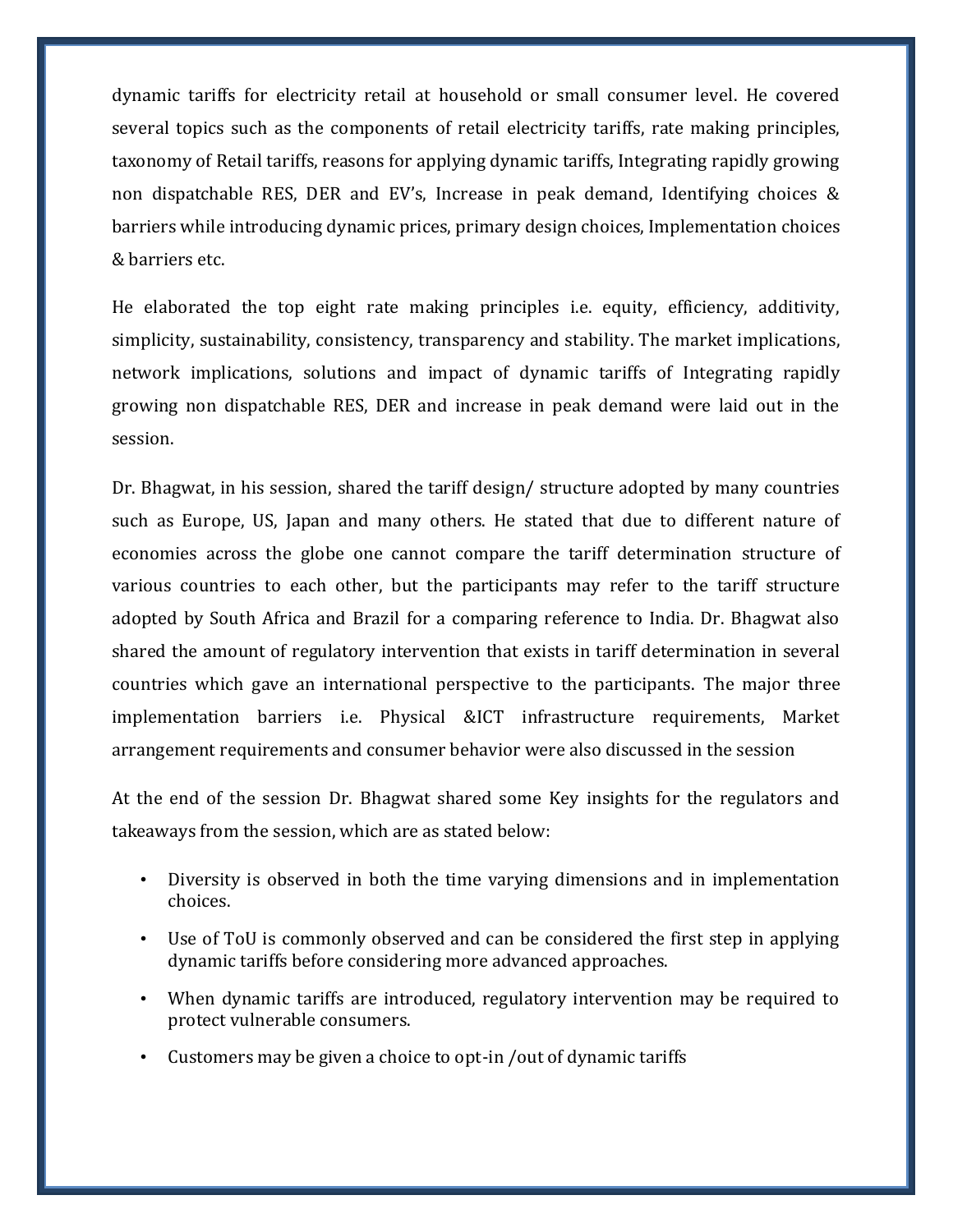dynamic tariffs for electricity retail at household or small consumer level. He covered several topics such as the components of retail electricity tariffs, rate making principles, taxonomy of Retail tariffs, reasons for applying dynamic tariffs, Integrating rapidly growing non dispatchable RES, DER and EV's, Increase in peak demand, Identifying choices & barriers while introducing dynamic prices, primary design choices, Implementation choices & barriers etc.

He elaborated the top eight rate making principles i.e. equity, efficiency, additivity, simplicity, sustainability, consistency, transparency and stability. The market implications, network implications, solutions and impact of dynamic tariffs of Integrating rapidly growing non dispatchable RES, DER and increase in peak demand were laid out in the session.

Dr. Bhagwat, in his session, shared the tariff design/ structure adopted by many countries such as Europe, US, Japan and many others. He stated that due to different nature of economies across the globe one cannot compare the tariff determination structure of various countries to each other, but the participants may refer to the tariff structure adopted by South Africa and Brazil for a comparing reference to India. Dr. Bhagwat also shared the amount of regulatory intervention that exists in tariff determination in several countries which gave an international perspective to the participants. The major three implementation barriers i.e. Physical &ICT infrastructure requirements, Market arrangement requirements and consumer behavior were also discussed in the session

At the end of the session Dr. Bhagwat shared some Key insights for the regulators and takeaways from the session, which are as stated below:

- Diversity is observed in both the time varying dimensions and in implementation choices.
- Use of ToU is commonly observed and can be considered the first step in applying dynamic tariffs before considering more advanced approaches.
- When dynamic tariffs are introduced, regulatory intervention may be required to protect vulnerable consumers.
- Customers may be given a choice to opt-in /out of dynamic tariffs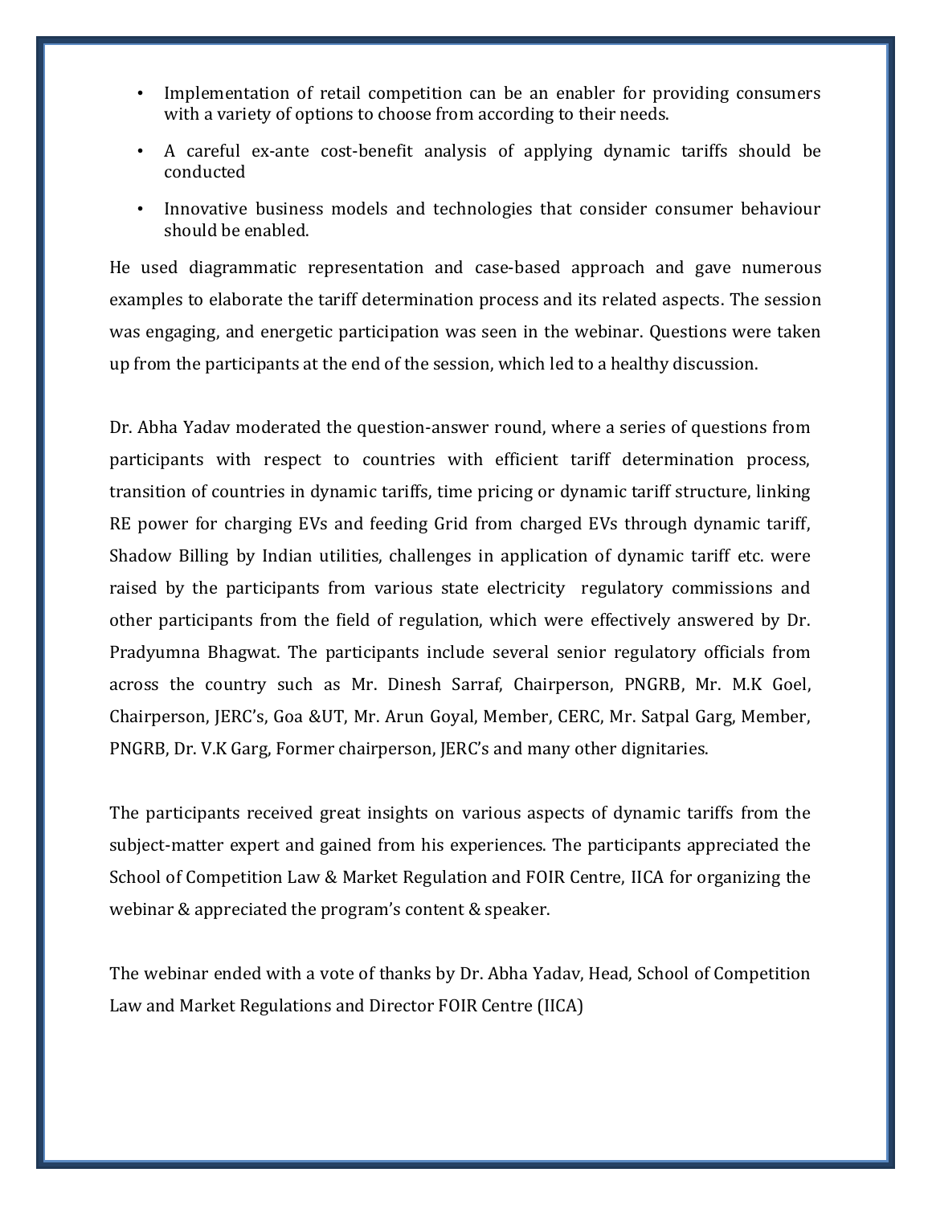- Implementation of retail competition can be an enabler for providing consumers with a variety of options to choose from according to their needs.
- A careful ex-ante cost-benefit analysis of applying dynamic tariffs should be conducted
- Innovative business models and technologies that consider consumer behaviour should be enabled.

He used diagrammatic representation and case-based approach and gave numerous examples to elaborate the tariff determination process and its related aspects. The session was engaging, and energetic participation was seen in the webinar. Questions were taken up from the participants at the end of the session, which led to a healthy discussion.

Dr. Abha Yadav moderated the question-answer round, where a series of questions from participants with respect to countries with efficient tariff determination process, transition of countries in dynamic tariffs, time pricing or dynamic tariff structure, linking RE power for charging EVs and feeding Grid from charged EVs through dynamic tariff, Shadow Billing by Indian utilities, challenges in application of dynamic tariff etc. were raised by the participants from various state electricity regulatory commissions and other participants from the field of regulation, which were effectively answered by Dr. Pradyumna Bhagwat. The participants include several senior regulatory officials from across the country such as Mr. Dinesh Sarraf, Chairperson, PNGRB, Mr. M.K Goel, Chairperson, JERC's, Goa &UT, Mr. Arun Goyal, Member, CERC, Mr. Satpal Garg, Member, PNGRB, Dr. V.K Garg, Former chairperson, JERC's and many other dignitaries.

The participants received great insights on various aspects of dynamic tariffs from the subject-matter expert and gained from his experiences. The participants appreciated the School of Competition Law & Market Regulation and FOIR Centre, IICA for organizing the webinar & appreciated the program's content & speaker.

The webinar ended with a vote of thanks by Dr. Abha Yadav, Head, School of Competition Law and Market Regulations and Director FOIR Centre (IICA)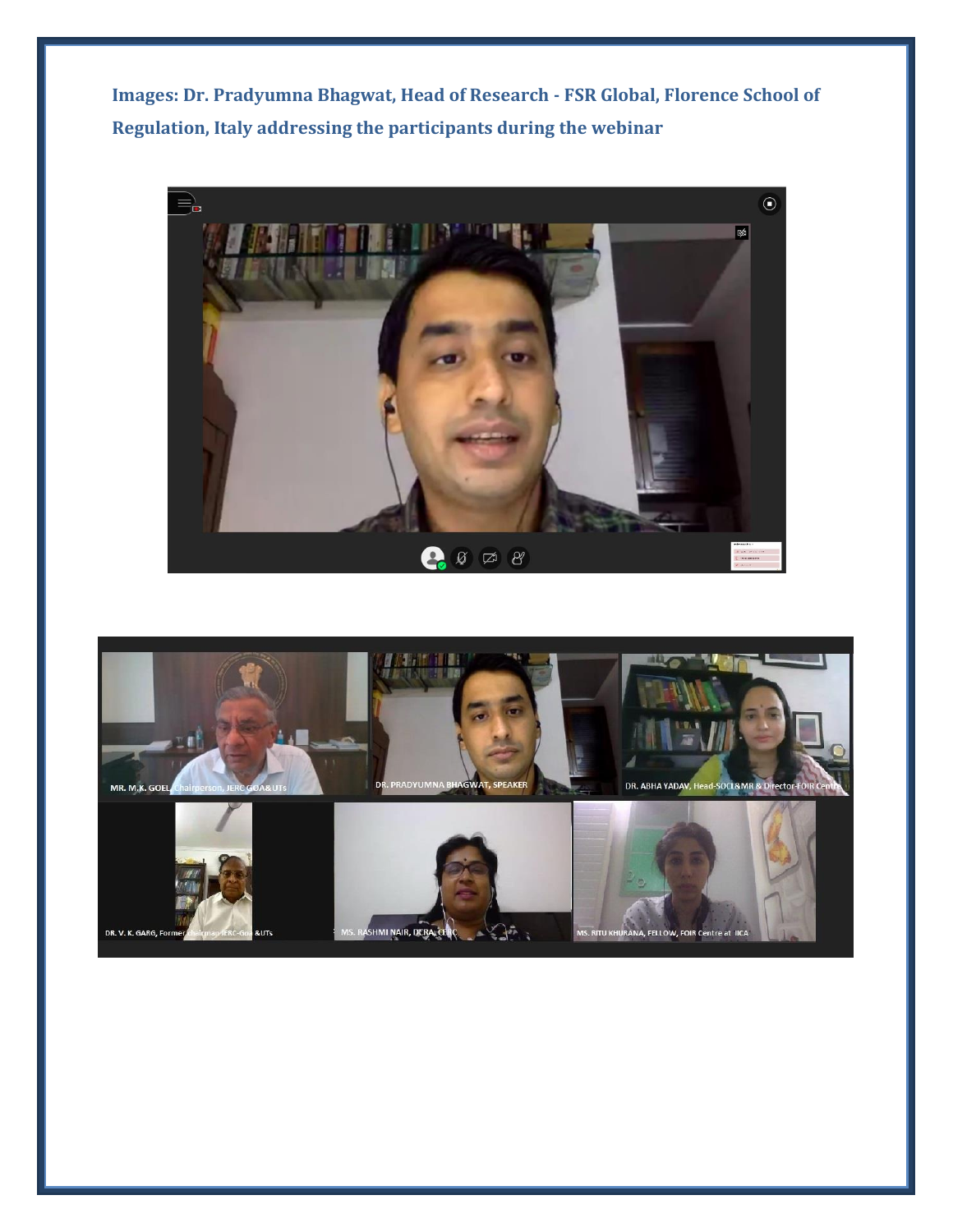**Images: Dr. Pradyumna Bhagwat, Head of Research - FSR Global, Florence School of Regulation, Italy addressing the participants during the webinar**